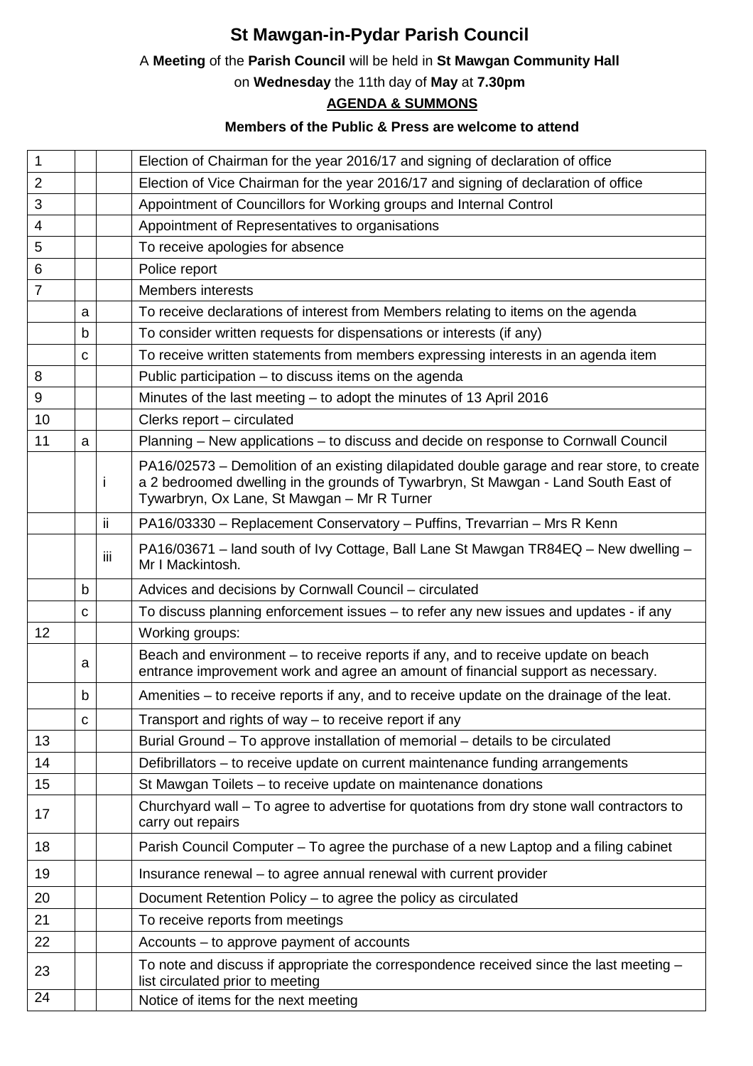# St Mawgan-in-Pydar Parish Council

A **Meeting** of the **Parish Council** will be held in **St Mawgan Community Hall**

on **Wednesday** the 11th day of **May** at **7.30pm**

**AGENDA & SUMMONS**

**Members of the Public & Press are welcome to attend**

| | | | |
|---|---|---|---|
| 1 | | | Election of Chairman for the year 2016/17 and signing of declaration of office |
| 2 | | | Election of Vice Chairman for the year 2016/17 and signing of declaration of office |
| 3 | | | Appointment of Councillors for Working groups and Internal Control |
| 4 | | | Appointment of Representatives to organisations |
| 5 | | | To receive apologies for absence |
| 6 | | | Police report |
| 7 | | | Members interests |
| | a | | To receive declarations of interest from Members relating to items on the agenda |
| | b | | To consider written requests for dispensations or interests (if any) |
| | c | | To receive written statements from members expressing interests in an agenda item |
| 8 | | | Public participation – to discuss items on the agenda |
| 9 | | | Minutes of the last meeting – to adopt the minutes of 13 April 2016 |
| 10 | | | Clerks report – circulated |
| 11 | a | | Planning – New applications – to discuss and decide on response to Cornwall Council |
| | | i | PA16/02573 – Demolition of an existing dilapidated double garage and rear store, to create a 2 bedroomed dwelling in the grounds of Tywarbryn, St Mawgan - Land South East of Tywarbryn, Ox Lane, St Mawgan – Mr R Turner |
| | | ii | PA16/03330 – Replacement Conservatory – Puffins, Trevarrian – Mrs R Kenn |
| | | iii | PA16/03671 – land south of Ivy Cottage, Ball Lane St Mawgan TR84EQ – New dwelling – Mr I Mackintosh. |
| | b | | Advices and decisions by Cornwall Council – circulated |
| | c | | To discuss planning enforcement issues – to refer any new issues and updates - if any |
| 12 | | | Working groups: |
| | a | | Beach and environment – to receive reports if any, and to receive update on beach entrance improvement work and agree an amount of financial support as necessary. |
| | b | | Amenities – to receive reports if any, and to receive update on the drainage of the leat. |
| | c | | Transport and rights of way – to receive report if any |
| 13 | | | Burial Ground – To approve installation of memorial – details to be circulated |
| 14 | | | Defibrillators – to receive update on current maintenance funding arrangements |
| 15 | | | St Mawgan Toilets – to receive update on maintenance donations |
| 17 | | | Churchyard wall – To agree to advertise for quotations from dry stone wall contractors to carry out repairs |
| 18 | | | Parish Council Computer – To agree the purchase of a new Laptop and a filing cabinet |
| 19 | | | Insurance renewal – to agree annual renewal with current provider |
| 20 | | | Document Retention Policy – to agree the policy as circulated |
| 21 | | | To receive reports from meetings |
| 22 | | | Accounts – to approve payment of accounts |
| 23 | | | To note and discuss if appropriate the correspondence received since the last meeting – list circulated prior to meeting |
| 24 | | | Notice of items for the next meeting |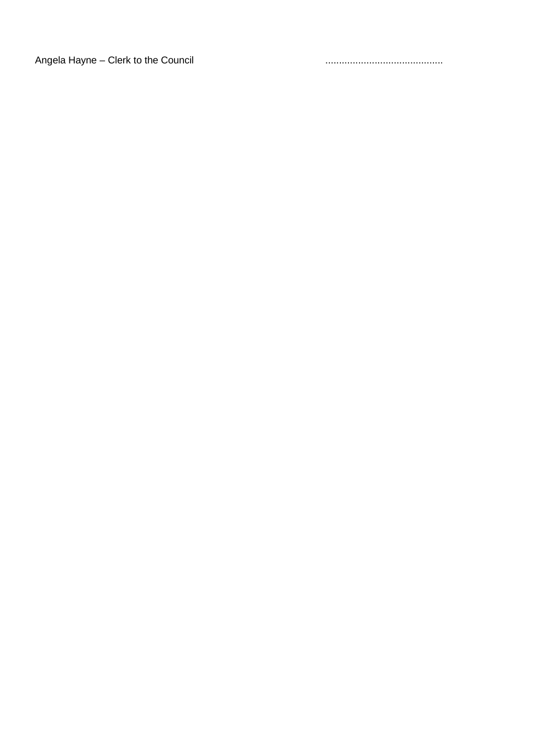Angela Hayne – Clerk to the Council ..........................................